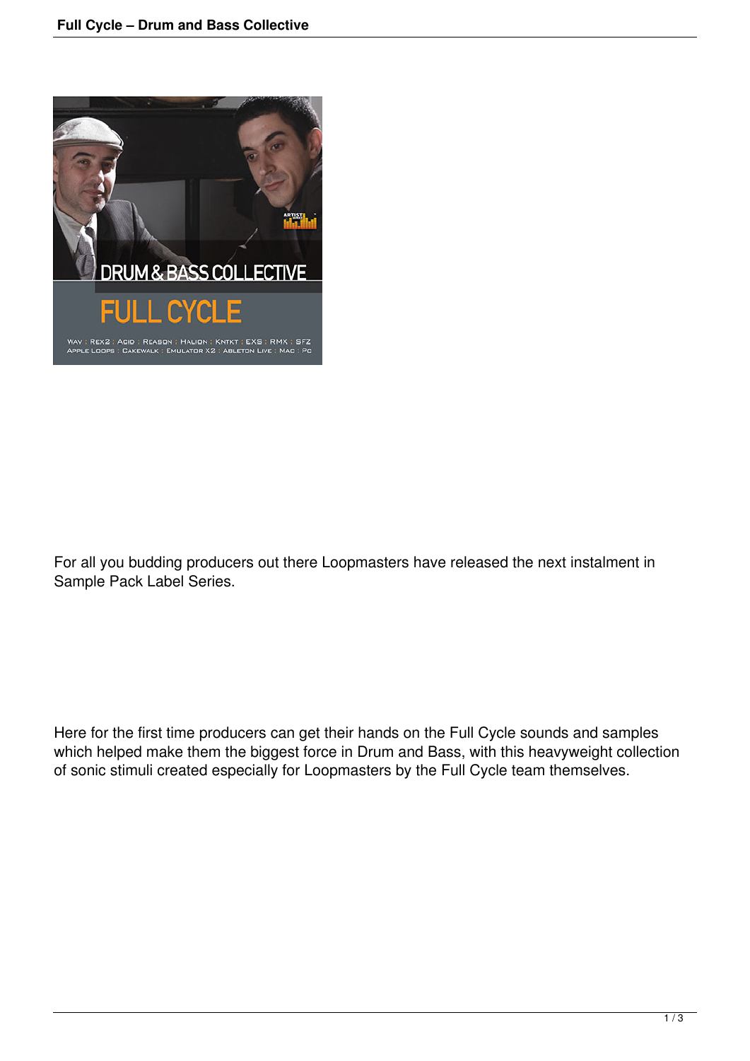For all you budding producers out there Loopmasters have released the next instalment in Sample Pack Label Series.

Here for the first time producers can get their hands on the Full Cycle sounds and samples which helped make them the biggest force in Drum and Bass, with this heavyweight collection of sonic stimuli created especially for Loopmasters by the Full Cycle team themselves.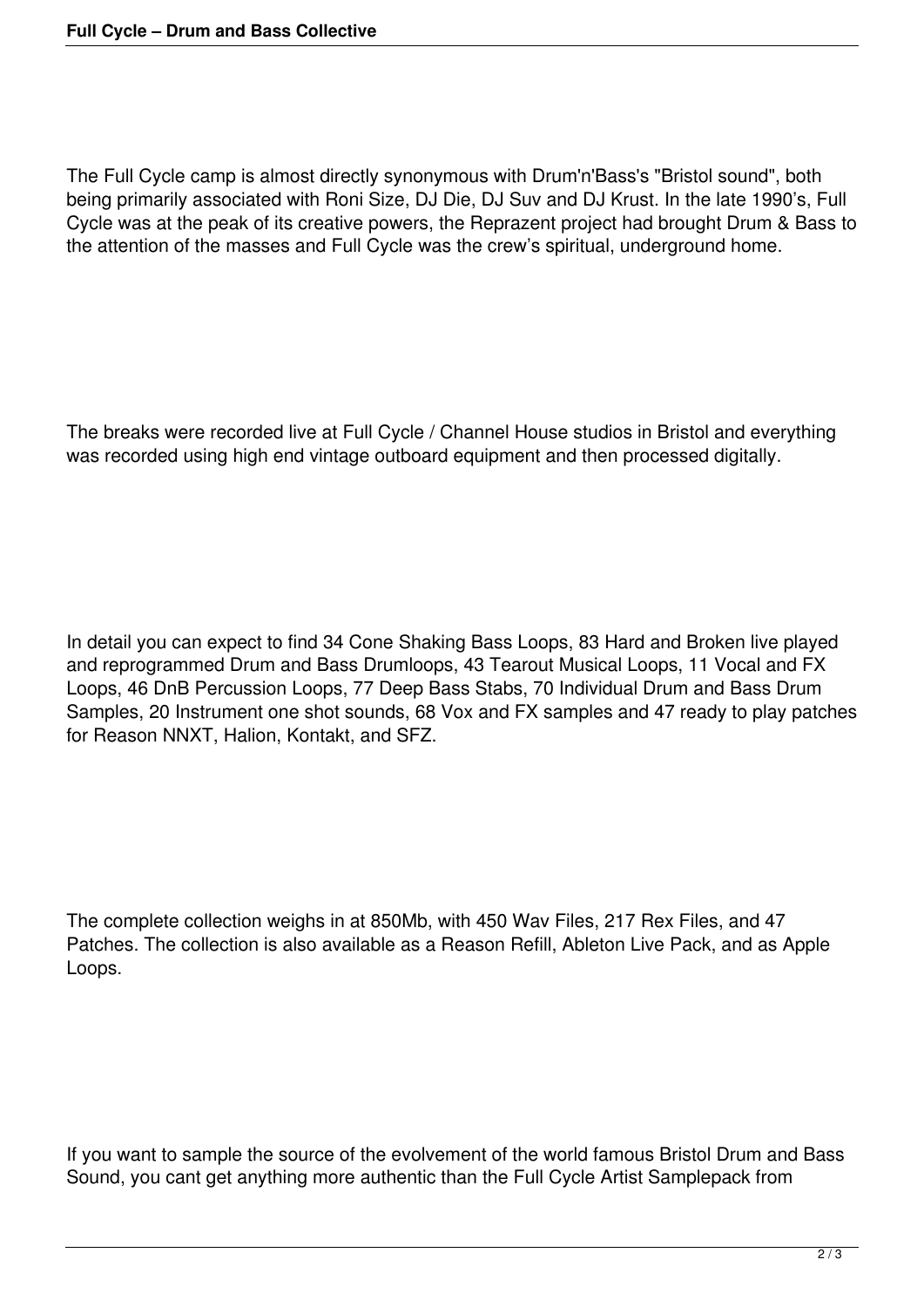The Full Cycle camp is almost directly synonymous with Drum'n'Bass's "Bristol sound", both being primarily associated with Roni Size, DJ Die, DJ Suv and DJ Krust. In the late 1990's, Full Cycle was at the peak of its creative powers, the Reprazent project had brought Drum & Bass to the attention of the masses and Full Cycle was the crew's spiritual, underground home.

The breaks were recorded live at Full Cycle / Channel House studios in Bristol and everything was recorded using high end vintage outboard equipment and then processed digitally.

In detail you can expect to find 34 Cone Shaking Bass Loops, 83 Hard and Broken live played and reprogrammed Drum and Bass Drumloops, 43 Tearout Musical Loops, 11 Vocal and FX Loops, 46 DnB Percussion Loops, 77 Deep Bass Stabs, 70 Individual Drum and Bass Drum Samples, 20 Instrument one shot sounds, 68 Vox and FX samples and 47 ready to play patches for Reason NNXT, Halion, Kontakt, and SFZ.

The complete collection weighs in at 850Mb, with 450 Wav Files, 217 Rex Files, and 47 Patches. The collection is also available as a Reason Refill, Ableton Live Pack, and as Apple Loops.

If you want to sample the source of the evolvement of the world famous Bristol Drum and Bass Sound, you cant get anything more authentic than the Full Cycle Artist Samplepack from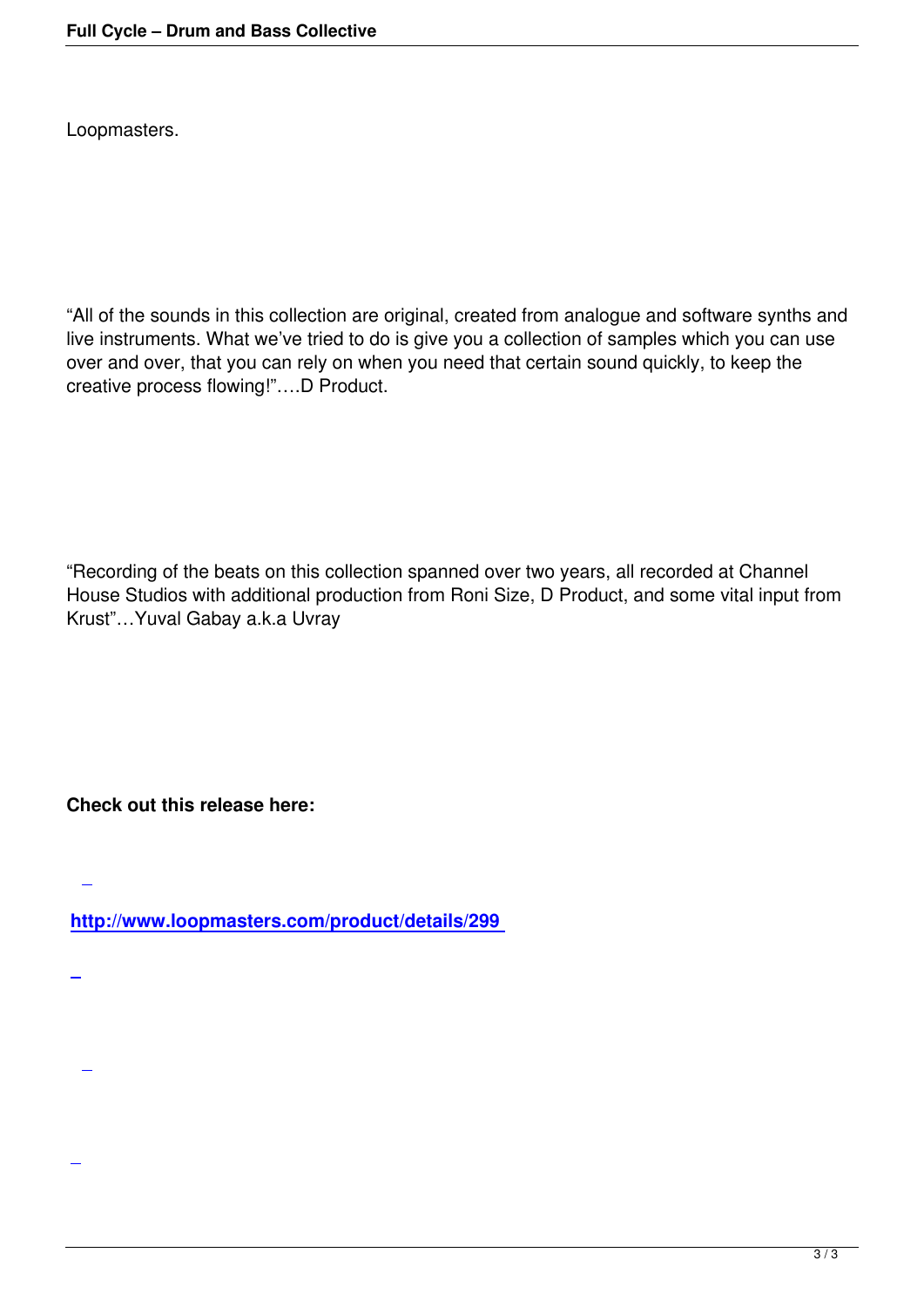Loopmasters.

“All of the sounds in this collection are original, created from analogue and software synths and live instruments. What we’ve tried to do is give you a collection of samples which you can use over and over, that you can rely on when you need that certain sound quickly, to keep the creative process flowing!”….D Product.

“Recording of the beats on this collection spanned over two years, all recorded at Channel House Studios with additional production from Roni Size, D Product, and some vital input from Krust”…Yuval Gabay a.k.a Uvray

**Check out this release here:**

**http://www.loopmasters.com/product/details/299**